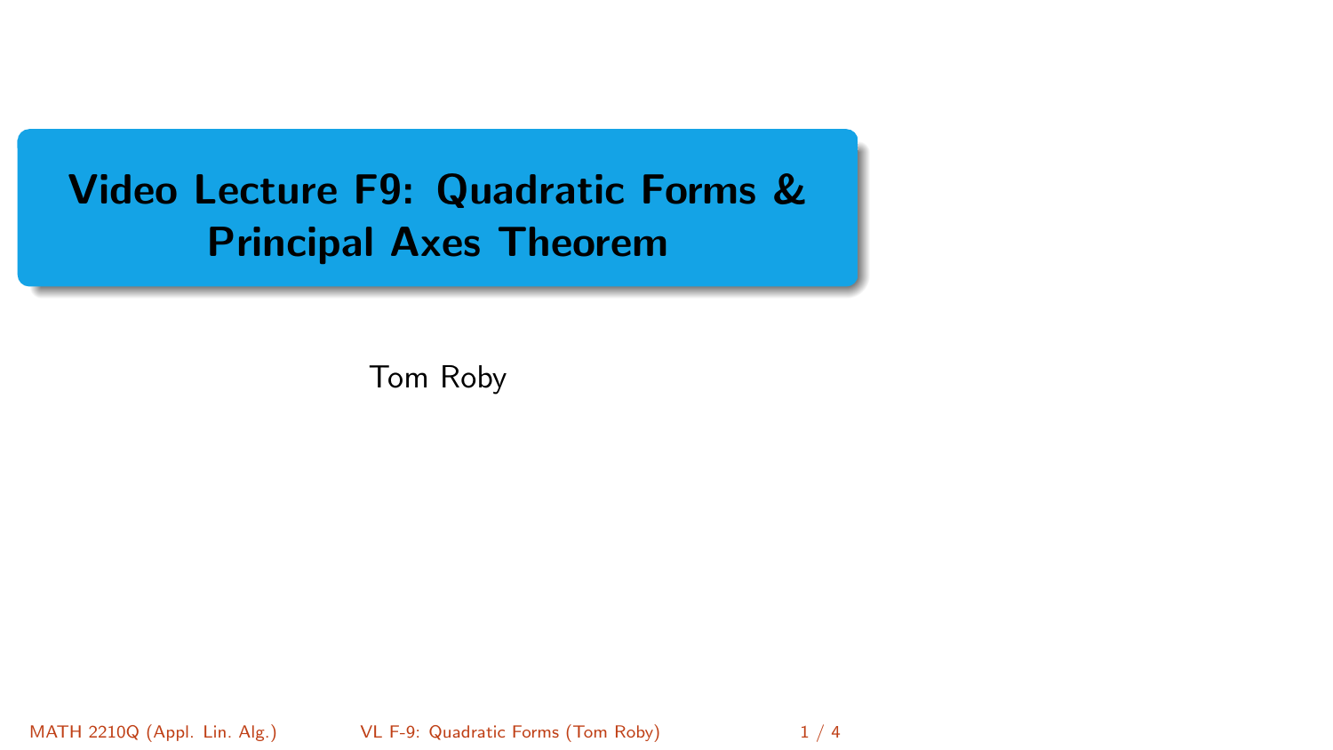# Video Lecture F9: Quadratic Forms & Principal Axes Theorem

Tom Roby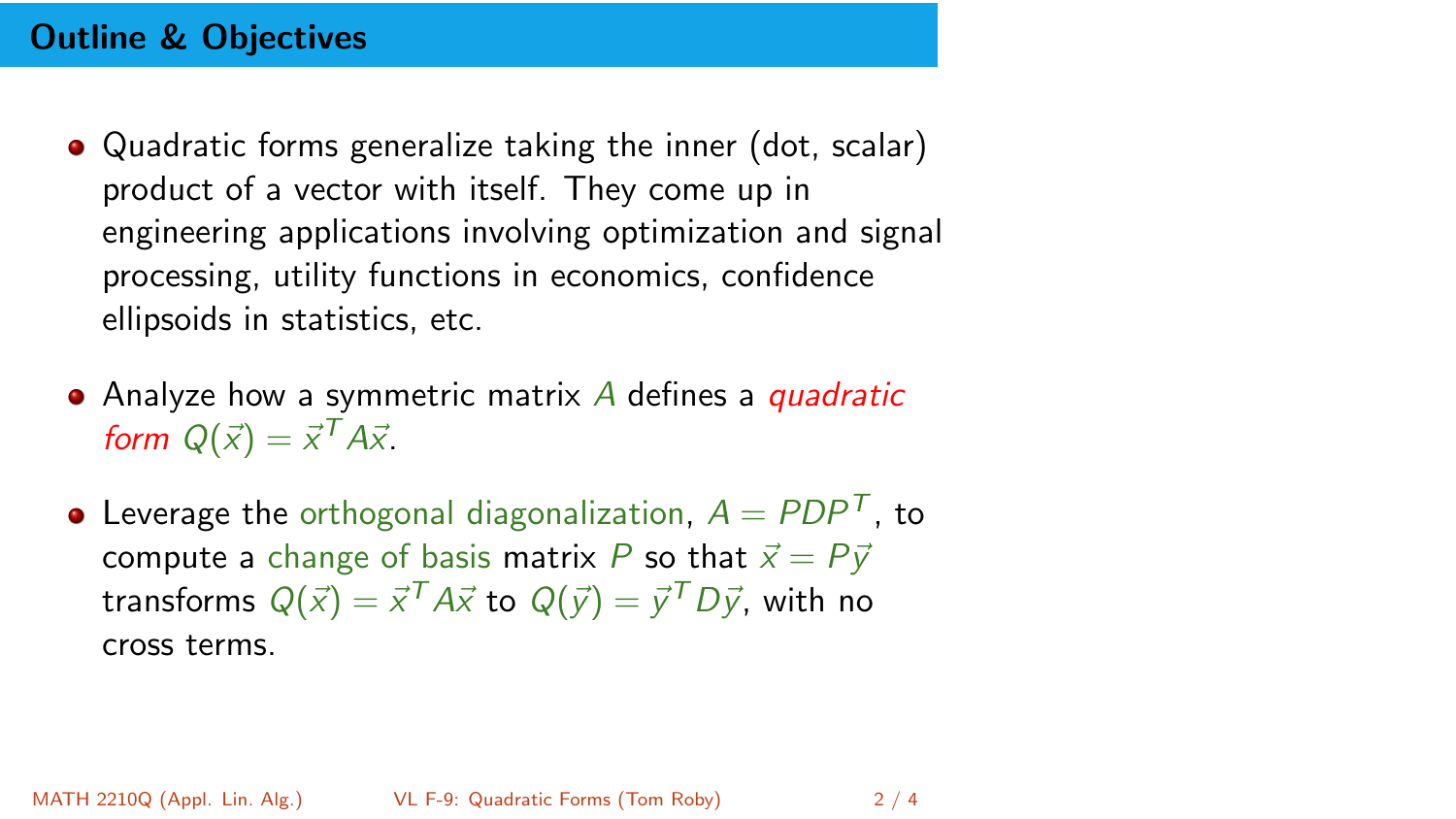## Outline & Objectives

- Quadratic forms generalize taking the inner (dot, scalar) product of a vector with itself. They come up in engineering applications involving optimization and signal processing, utility functions in economics, confidence ellipsoids in statistics, etc.

- Analyze how a symmetric matrix $A$ defines a *quadratic form* $Q(\vec{x}) = \vec{x}^T A\vec{x}$.

- Leverage the orthogonal diagonalization, $A = PDP^T$, to compute a change of basis matrix $P$ so that $\vec{x} = P\vec{y}$ transforms $Q(\vec{x}) = \vec{x}^T A\vec{x}$ to $Q(\vec{y}) = \vec{y}^T D\vec{y}$, with no cross terms.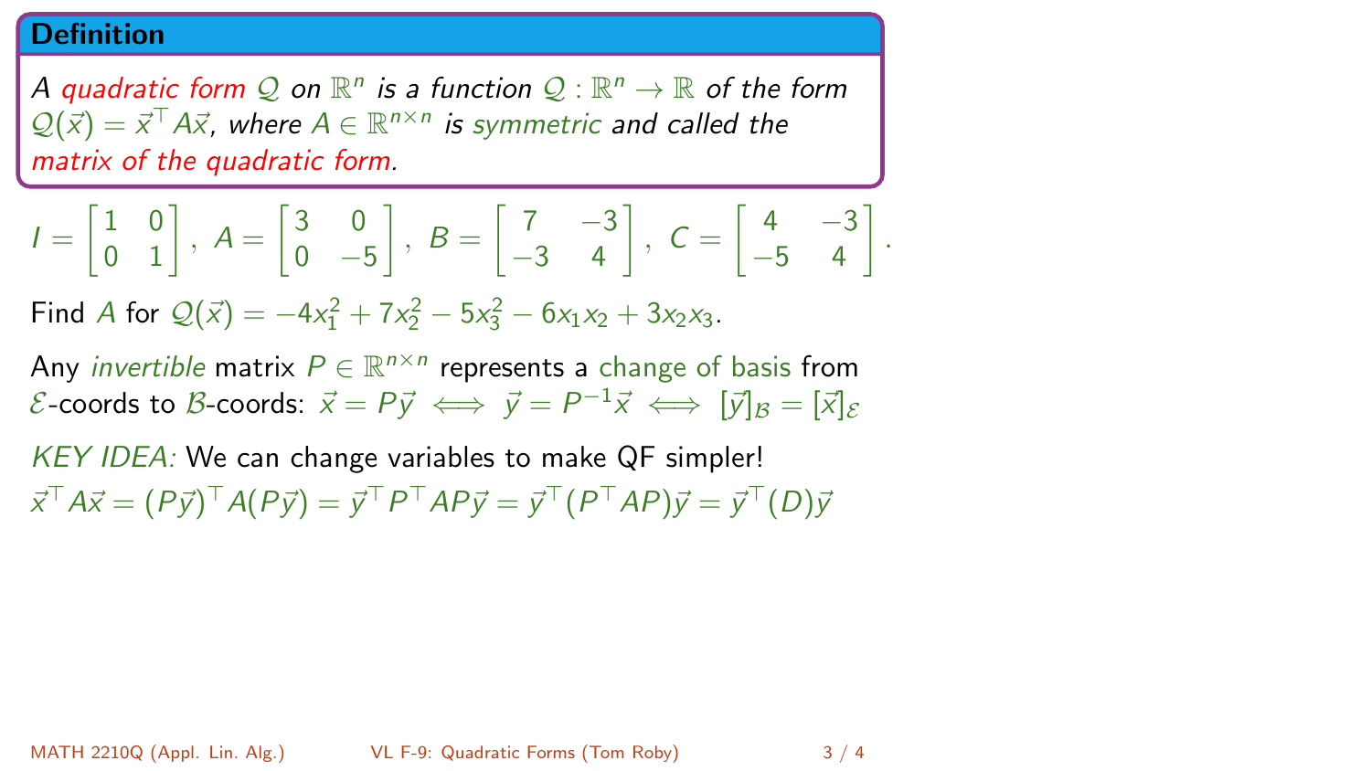**Definition**

*A quadratic form $\mathcal{Q}$ on $\mathbb{R}^n$ is a function $\mathcal{Q} : \mathbb{R}^n \to \mathbb{R}$ of the form $\mathcal{Q}(\vec{x}) = \vec{x}^\top A \vec{x}$, where $A \in \mathbb{R}^{n \times n}$ is symmetric and called the matrix of the quadratic form.*

$$I = \begin{bmatrix} 1 & 0 \\ 0 & 1 \end{bmatrix},\ A = \begin{bmatrix} 3 & 0 \\ 0 & -5 \end{bmatrix},\ B = \begin{bmatrix} 7 & -3 \\ -3 & 4 \end{bmatrix},\ C = \begin{bmatrix} 4 & -3 \\ -5 & 4 \end{bmatrix}.$$

Find $A$ for $\mathcal{Q}(\vec{x}) = -4x_1^2 + 7x_2^2 - 5x_3^2 - 6x_1x_2 + 3x_2x_3$.

Any *invertible* matrix $P \in \mathbb{R}^{n \times n}$ represents a change of basis from $\mathcal{E}$-coords to $\mathcal{B}$-coords: $\vec{x} = P\vec{y} \iff \vec{y} = P^{-1}\vec{x} \iff [\vec{y}]_{\mathcal{B}} = [\vec{x}]_{\mathcal{E}}$

*KEY IDEA:* We can change variables to make QF simpler!

$\vec{x}^\top A \vec{x} = (P\vec{y})^\top A (P\vec{y}) = \vec{y}^\top P^\top A P \vec{y} = \vec{y}^\top (P^\top A P) \vec{y} = \vec{y}^\top (D) \vec{y}$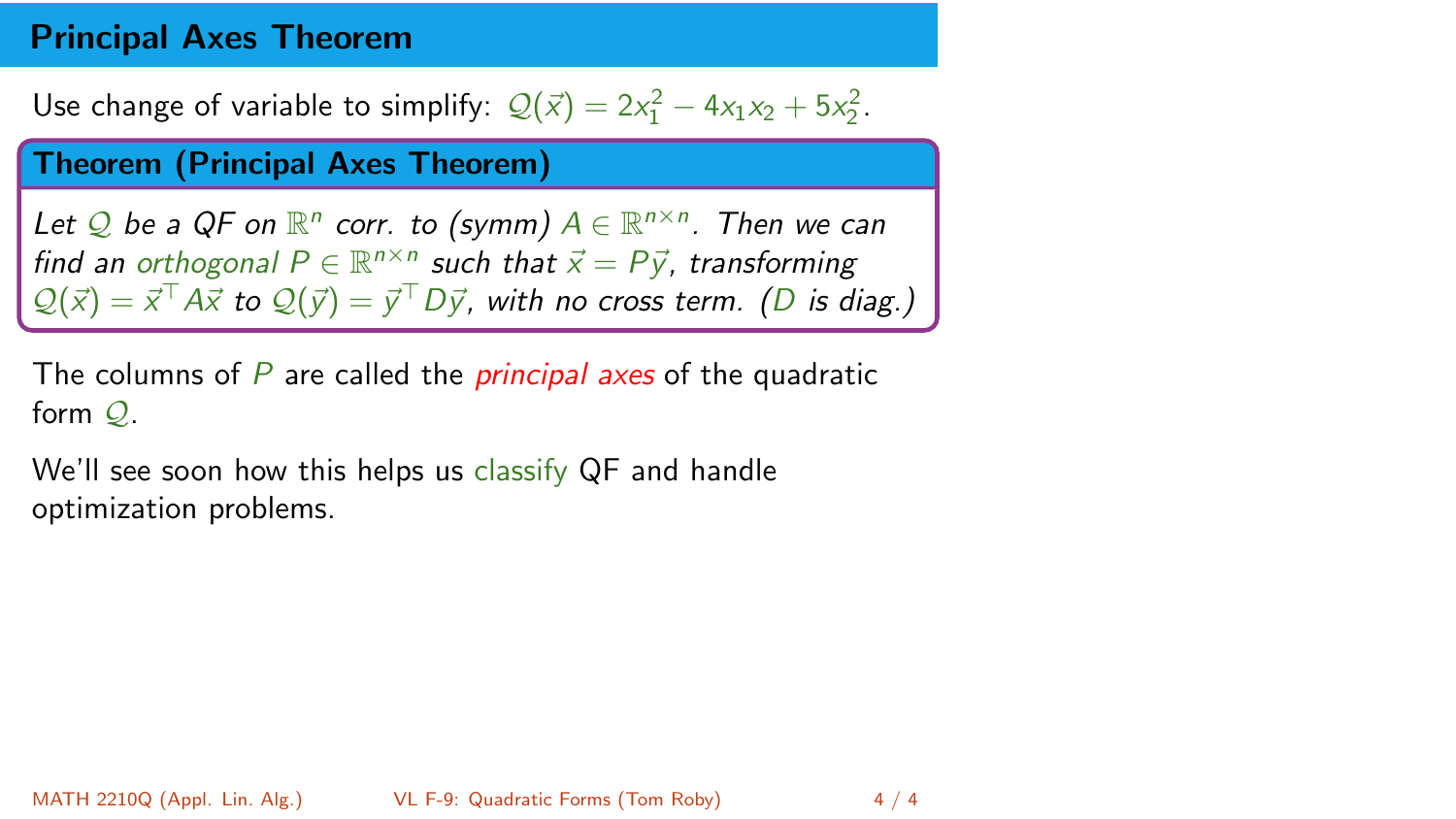## Principal Axes Theorem

Use change of variable to simplify: $\mathcal{Q}(\vec{x}) = 2x_1^2 - 4x_1x_2 + 5x_2^2$.

**Theorem (Principal Axes Theorem)**

*Let $\mathcal{Q}$ be a QF on $\mathbb{R}^n$ corr. to (symm) $A \in \mathbb{R}^{n \times n}$. Then we can find an orthogonal $P \in \mathbb{R}^{n \times n}$ such that $\vec{x} = P\vec{y}$, transforming $\mathcal{Q}(\vec{x}) = \vec{x}^\top A\vec{x}$ to $\mathcal{Q}(\vec{y}) = \vec{y}^\top D\vec{y}$, with no cross term. ($D$ is diag.)*

The columns of $P$ are called the *principal axes* of the quadratic form $\mathcal{Q}$.

We'll see soon how this helps us classify QF and handle optimization problems.